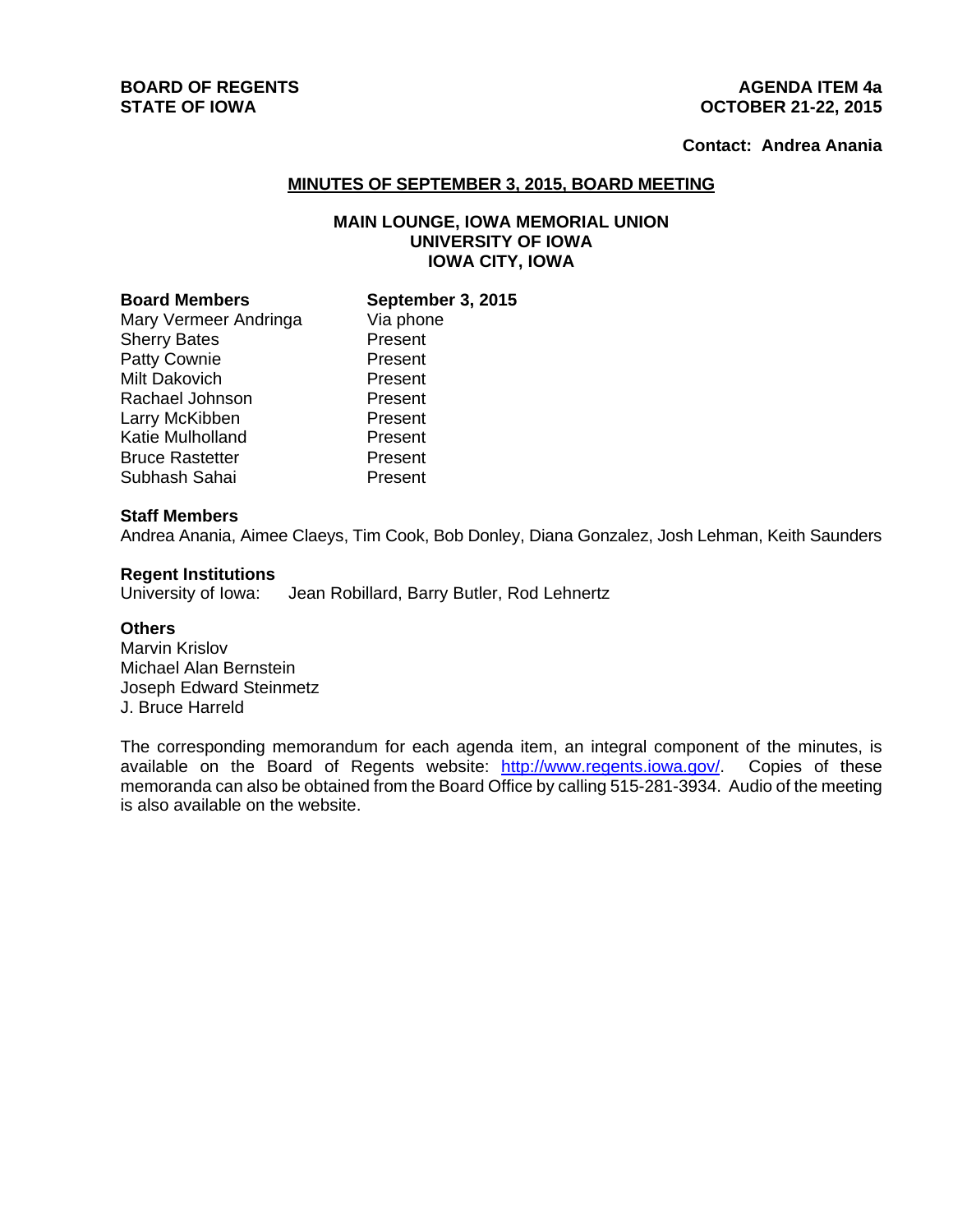**BOARD OF REGENTS**
**STATE OF IOWA**

**AGENDA ITEM 4a**
**OCTOBER 21-22, 2015**

**Contact: Andrea Anania**

## MINUTES OF SEPTEMBER 3, 2015, BOARD MEETING

### MAIN LOUNGE, IOWA MEMORIAL UNION
### UNIVERSITY OF IOWA
### IOWA CITY, IOWA

| **Board Members** | **September 3, 2015** |
| --- | --- |
| Mary Vermeer Andringa | Via phone |
| Sherry Bates | Present |
| Patty Cownie | Present |
| Milt Dakovich | Present |
| Rachael Johnson | Present |
| Larry McKibben | Present |
| Katie Mulholland | Present |
| Bruce Rastetter | Present |
| Subhash Sahai | Present |

**Staff Members**
Andrea Anania, Aimee Claeys, Tim Cook, Bob Donley, Diana Gonzalez, Josh Lehman, Keith Saunders

**Regent Institutions**
University of Iowa: Jean Robillard, Barry Butler, Rod Lehnertz

**Others**
Marvin Krislov
Michael Alan Bernstein
Joseph Edward Steinmetz
J. Bruce Harreld

The corresponding memorandum for each agenda item, an integral component of the minutes, is available on the Board of Regents website: http://www.regents.iowa.gov/. Copies of these memoranda can also be obtained from the Board Office by calling 515-281-3934. Audio of the meeting is also available on the website.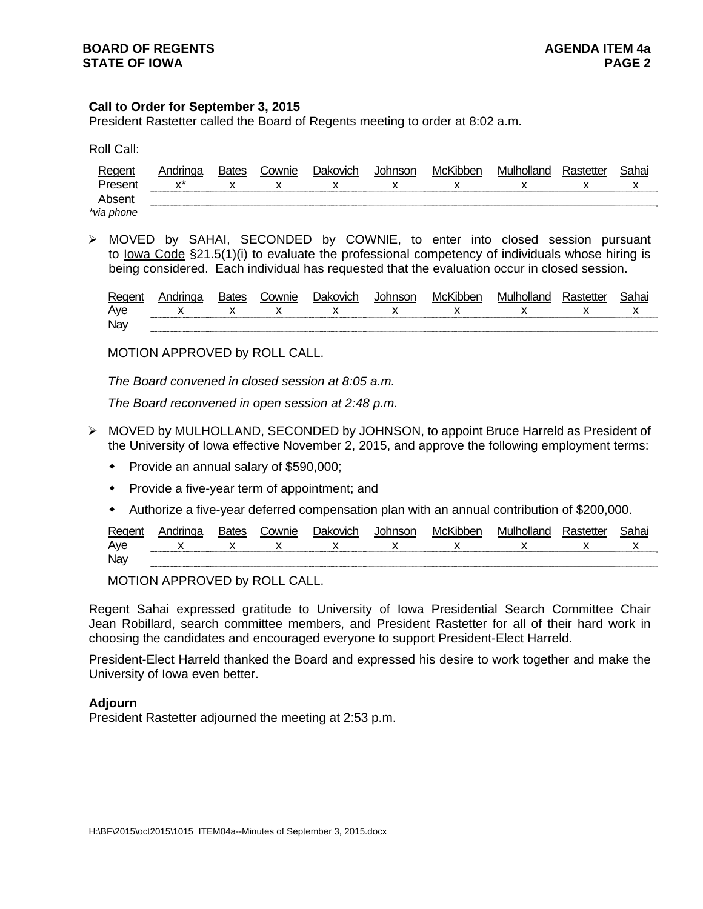**Call to Order for September 3, 2015**
President Rastetter called the Board of Regents meeting to order at 8:02 a.m.

Roll Call:

| Regent | Andringa | Bates | Cownie | Dakovich | Johnson | McKibben | Mulholland | Rastetter | Sahai |
|---|---|---|---|---|---|---|---|---|---|
| Present | x* | x | x | x | x | x | x | x | x |
| Absent | | | | | | | | | |

*via phone

- MOVED by SAHAI, SECONDED by COWNIE, to enter into closed session pursuant to Iowa Code §21.5(1)(i) to evaluate the professional competency of individuals whose hiring is being considered. Each individual has requested that the evaluation occur in closed session.

| Regent | Andringa | Bates | Cownie | Dakovich | Johnson | McKibben | Mulholland | Rastetter | Sahai |
|---|---|---|---|---|---|---|---|---|---|
| Aye | x | x | x | x | x | x | x | x | x |
| Nay | | | | | | | | | |

MOTION APPROVED by ROLL CALL.

*The Board convened in closed session at 8:05 a.m.*

*The Board reconvened in open session at 2:48 p.m.*

- MOVED by MULHOLLAND, SECONDED by JOHNSON, to appoint Bruce Harreld as President of the University of Iowa effective November 2, 2015, and approve the following employment terms:
  - Provide an annual salary of $590,000;
  - Provide a five-year term of appointment; and
  - Authorize a five-year deferred compensation plan with an annual contribution of $200,000.

| Regent | Andringa | Bates | Cownie | Dakovich | Johnson | McKibben | Mulholland | Rastetter | Sahai |
|---|---|---|---|---|---|---|---|---|---|
| Aye | x | x | x | x | x | x | x | x | x |
| Nay | | | | | | | | | |

MOTION APPROVED by ROLL CALL.

Regent Sahai expressed gratitude to University of Iowa Presidential Search Committee Chair Jean Robillard, search committee members, and President Rastetter for all of their hard work in choosing the candidates and encouraged everyone to support President-Elect Harreld.

President-Elect Harreld thanked the Board and expressed his desire to work together and make the University of Iowa even better.

**Adjourn**
President Rastetter adjourned the meeting at 2:53 p.m.